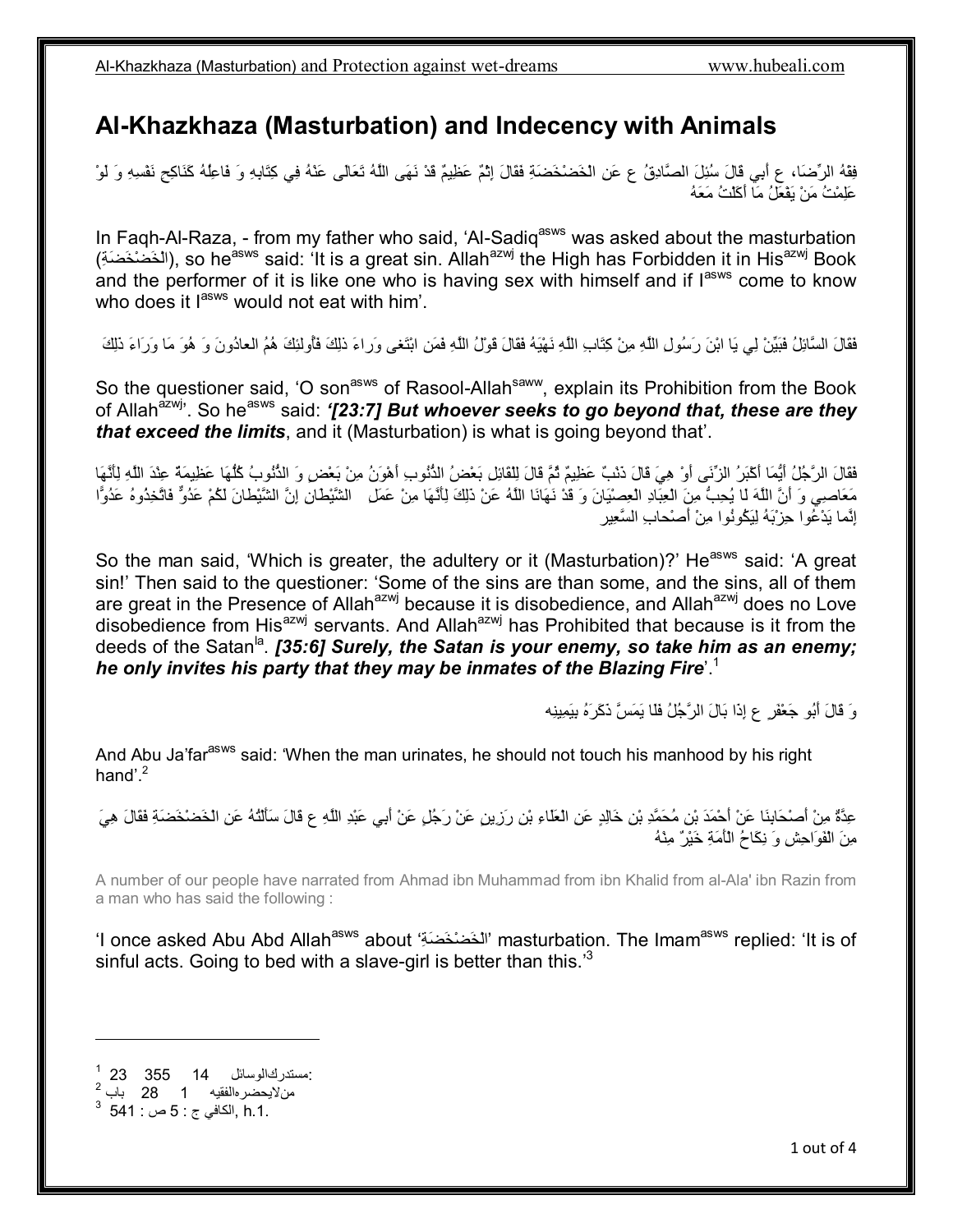# Al-Khazkhaza (Masturbation) and Indecency with Animals

فِقْهُ الرِّضَا، ع أَبِي قَالَ سُئِلَ الصَّادِقُ ع عَنِ الْخَضْخَضَةِ فَقَالَ إِثْمٌ عَظِيمٌ قَدْ نَهَى اللَّهُ تَعَالَى عَنْهُ فِي كِتَابِهِ وَ فَاعِلُهُ كَنَاكِحِ نَفْسِهِ وَ لَوْ عَلِمْتُ مَنْ يَفْعَلُهُ مَا أَكَلْتُ مَعَهُ

In Faqh-Al-Raza, - from my father who said, 'Al-Sadiq[asws] was asked about the masturbation (الخَضْخَضَةِ), so he[asws] said: 'It is a great sin. Allah[azwj] the High has Forbidden it in His[azwj] Book and the performer of it is like one who is having sex with himself and if I[asws] come to know who does it I[asws] would not eat with him'.

فَقَالَ السَّائِلُ فَبَيِّنْ لِي يَا ابْنَ رَسُولِ اللَّهِ مِنْ كِتَابِ اللَّهِ نَهْيَهُ فَقَالَ قَوْلُ اللَّهِ فَمَنِ ابْتَغى وَراءَ ذلِكَ فَأُولئِكَ هُمُ العادُونَ وَ هُوَ مَا وَرَاءَ ذَلِكَ

So the questioner said, 'O son[asws] of Rasool-Allah[saww], explain its Prohibition from the Book of Allah[azwj]'. So he[asws] said: ***'[23:7] But whoever seeks to go beyond that, these are they that exceed the limits***, and it (Masturbation) is what is going beyond that'.

فَقَالَ الرَّجُلُ أَيُّمَا أَكْبَرُ الزِّنَى أَوْ هِيَ قَالَ ذَنْبٌ عَظِيمٌ ثُمَّ قَالَ لِلقَائِلِ بَعْضُ الذُّنُوبِ أَهْوَنُ مِنْ بَعْضٍ وَ الذُّنُوبُ كُلُّهَا عَظِيمَةٌ عِنْدَ اللَّهِ لِأَنَّهَا مَعَاصِي وَ أَنَّ اللَّهَ لَا يُحِبُّ مِنَ الْعِبَادِ الْعِصْيَانَ وَ قَدْ نَهَانَا اللَّهُ عَنْ ذَلِكَ لِأَنَّهَا مِنْ عَمَلِ الشَّيْطَانِ إِنَّ الشَّيْطانَ لَكُمْ عَدُوٌّ فَاتَّخِذُوهُ عَدُوًّا إِنَّما يَدْعُوا حِزْبَهُ لِيَكُونُوا مِنْ أَصْحابِ السَّعِير

So the man said, 'Which is greater, the adultery or it (Masturbation)?' He[asws] said: 'A great sin!' Then said to the questioner: 'Some of the sins are than some, and the sins, all of them are great in the Presence of Allah[azwj] because it is disobedience, and Allah[azwj] does no Love disobedience from His[azwj] servants. And Allah[azwj] has Prohibited that because is it from the deeds of the Satan[la]. ***[35:6] Surely, the Satan is your enemy, so take him as an enemy; he only invites his party that they may be inmates of the Blazing Fire***'.[1]

وَ قَالَ أَبُو جَعْفَرٍ ع إِذَا بَالَ الرَّجُلُ فَلَا يَمَسَّ ذَكَرَهُ بِيَمِينِه

And Abu Ja'far[asws] said: 'When the man urinates, he should not touch his manhood by his right hand'.[2]

عِدَّةٌ مِنْ أَصْحَابِنَا عَنْ أَحْمَدَ بْنِ مُحَمَّدِ بْنِ خَالِدٍ عَنِ الْعَلَاءِ بْنِ رَزِينٍ عَنْ رَجُلٍ عَنْ أَبِي عَبْدِ اللَّهِ ع قَالَ سَأَلْتُهُ عَنِ الْخَضْخَضَةِ فَقَالَ هِيَ مِنَ الْفَوَاحِشِ وَ نِكَاحُ الْأَمَةِ خَيْرٌ مِنْهُ

A number of our people have narrated from Ahmad ibn Muhammad from ibn Khalid from al-Ala' ibn Razin from a man who has said the following :

'I once asked Abu Abd Allah[asws] about 'الخَضْخَضَةِ' masturbation. The Imam[asws] replied: 'It is of sinful acts. Going to bed with a slave-girl is better than this.'[3]

---

[1] مستدرك‌الوسائل 14 355 23
[2] من‌لايحضره‌الفقيه 1 28 باب
[3] الكافي ج : 5 ص : 541, h.1.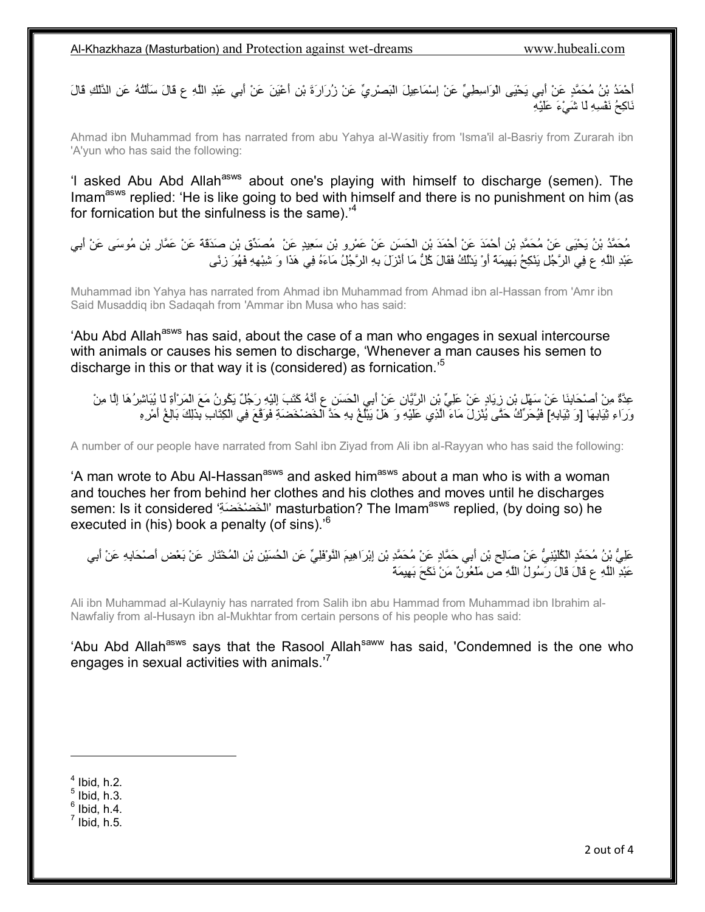أَحْمَدُ بْنُ مُحَمَّدٍ عَنْ أَبِي يَحْيَى الْوَاسِطِيِّ عَنْ إِسْمَاعِيلَ الْبَصْرِيِّ عَنْ زُرَارَةَ بْنِ أَعْيَنَ عَنْ أَبِي عَبْدِ اللَّهِ ع قَالَ سَأَلْتُهُ عَنِ الدَّلْكِ قَالَ نَاكِحُ نَفْسِهِ لَا شَيْءَ عَلَيْهِ

Ahmad ibn Muhammad from has narrated from abu Yahya al-Wasitiy from 'Isma'il al-Basriy from Zurarah ibn 'A'yun who has said the following:

'I asked Abu Abd Allah[asws] about one's playing with himself to discharge (semen). The Imam[asws] replied: 'He is like going to bed with himself and there is no punishment on him (as for fornication but the sinfulness is the same).'[4]

مُحَمَّدُ بْنُ يَحْيَى عَنْ مُحَمَّدِ بْنِ أَحْمَدَ عَنْ أَحْمَدَ بْنِ الْحَسَنِ عَنْ عَمْرِو بْنِ سَعِيدٍ عَنْ مُصَدِّقِ بْنِ صَدَقَةَ عَنْ عَمَّارِ بْنِ مُوسَى عَنْ أَبِي عَبْدِ اللَّهِ ع فِي الرَّجُلِ يَنْكِحُ بَهِيمَةً أَوْ يَدْلُكُ فَقَالَ كُلُّ مَا أَنْزَلَ بِهِ الرَّجُلُ مَاءَهُ فِي هَذَا وَ شِبْهِهِ فَهُوَ زِنًى

Muhammad ibn Yahya has narrated from Ahmad ibn Muhammad from Ahmad ibn al-Hassan from 'Amr ibn Said Musaddiq ibn Sadaqah from 'Ammar ibn Musa who has said:

'Abu Abd Allah[asws] has said, about the case of a man who engages in sexual intercourse with animals or causes his semen to discharge, 'Whenever a man causes his semen to discharge in this or that way it is (considered) as fornication.'[5]

عِدَّةٌ مِنْ أَصْحَابِنَا عَنْ سَهْلِ بْنِ زِيَادٍ عَنْ عَلِيِّ بْنِ الرَّيَّانِ عَنْ أَبِي الْحَسَنِ ع أَنَّهُ كَتَبَ إِلَيْهِ رَجُلٌ يَكُونُ مَعَ الْمَرْأَةِ لَا يُبَاشِرُهَا إِلَّا مِنْ وَرَاءِ ثِيَابِهَا [وَ ثِيَابِهِ] فَيُحَرِّكُ حَتَّى يُنْزِلَ مَاءَ الَّذِي عَلَيْهِ وَ هَلْ يَبْلُغُ بِهِ حَدَّ الْخَضْخَضَةِ فَوَقَّعَ فِي الْكِتَابِ بِذَلِكَ بَالِغُ أَمْرِهِ

A number of our people have narrated from Sahl ibn Ziyad from Ali ibn al-Rayyan who has said the following:

'A man wrote to Abu Al-Hassan[asws] and asked him[asws] about a man who is with a woman and touches her from behind her clothes and his clothes and moves until he discharges semen: Is it considered 'الْخَضْخَضَةِ' masturbation? The Imam[asws] replied, (by doing so) he executed in (his) book a penalty (of sins).'[6]

عَلِيُّ بْنُ مُحَمَّدٍ الْكُلَيْنِيُّ عَنْ صَالِحِ بْنِ أَبِي حَمَّادٍ عَنْ مُحَمَّدِ بْنِ إِبْرَاهِيمَ النَّوْفَلِيِّ عَنِ الْحُسَيْنِ بْنِ الْمُخْتَارِ عَنْ بَعْضِ أَصْحَابِهِ عَنْ أَبِي عَبْدِ اللَّهِ ع قَالَ قَالَ رَسُولُ اللَّهِ ص مَلْعُونٌ مَنْ نَكَحَ بَهِيمَةً

Ali ibn Muhammad al-Kulayniy has narrated from Salih ibn abu Hammad from Muhammad ibn Ibrahim al-Nawfaliy from al-Husayn ibn al-Mukhtar from certain persons of his people who has said:

'Abu Abd Allah[asws] says that the Rasool Allah[saww] has said, 'Condemned is the one who engages in sexual activities with animals.'[7]

---

[4] Ibid, h.2.
[5] Ibid, h.3.
[6] Ibid, h.4.
[7] Ibid, h.5.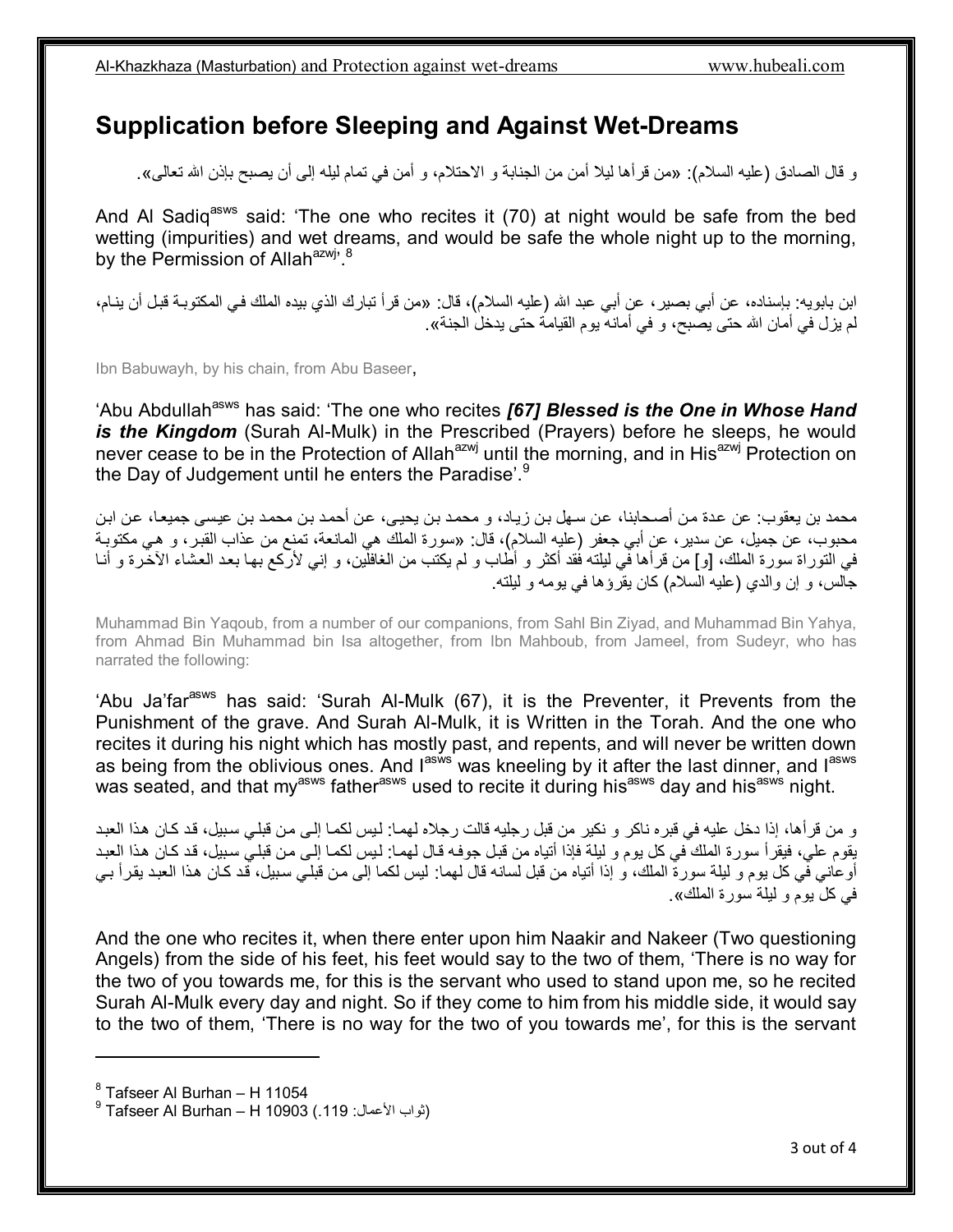## Supplication before Sleeping and Against Wet-Dreams

و قال الصادق (عليه السلام): «من قرأها ليلا أمن من الجنابة و الاحتلام، و أمن في تمام ليله إلى أن يصبح بإذن الله تعالى».

And Al Sadiq[asws] said: 'The one who recites it (70) at night would be safe from the bed wetting (impurities) and wet dreams, and would be safe the whole night up to the morning, by the Permission of Allah[azwj]'.[8]

ابن بابويه: بإسناده، عن أبي بصير، عن أبي عبد الله (عليه السلام)، قال: «من قرأ تبارك الذي بيده الملك في المكتوبة قبل أن ينام، لم يزل في أمان الله حتى يصبح، و في أمانه يوم القيامة حتى يدخل الجنة».

Ibn Babuwayh, by his chain, from Abu Baseer,

'Abu Abdullah[asws] has said: 'The one who recites ***[67] Blessed is the One in Whose Hand is the Kingdom*** (Surah Al-Mulk) in the Prescribed (Prayers) before he sleeps, he would never cease to be in the Protection of Allah[azwj] until the morning, and in His[azwj] Protection on the Day of Judgement until he enters the Paradise'.[9]

محمد بن يعقوب: عن عدة من أصحابنا، عن سهل بن زياد، و محمد بن يحيى، عن أحمد بن محمد بن عيسى جميعا، عن ابن محبوب، عن جميل، عن سدير، عن أبي جعفر (عليه السلام)، قال: «سورة الملك هي المانعة، تمنع من عذاب القبر، و هي مكتوبة في التوراة سورة الملك، [و] من قرأها في ليلته فقد أكثر و أطاب و لم يكتب من الغافلين، و إني لأركع بها بعد العشاء الآخرة و أنا جالس، و إن والدي (عليه السلام) كان يقرؤها في يومه و ليلته.

Muhammad Bin Yaqoub, from a number of our companions, from Sahl Bin Ziyad, and Muhammad Bin Yahya, from Ahmad Bin Muhammad bin Isa altogether, from Ibn Mahboub, from Jameel, from Sudeyr, who has narrated the following:

'Abu Ja'far[asws] has said: 'Surah Al-Mulk (67), it is the Preventer, it Prevents from the Punishment of the grave. And Surah Al-Mulk, it is Written in the Torah. And the one who recites it during his night which has mostly past, and repents, and will never be written down as being from the oblivious ones. And I[asws] was kneeling by it after the last dinner, and I[asws] was seated, and that my[asws] father[asws] used to recite it during his[asws] day and his[asws] night.

و من قرأها، إذا دخل عليه في قبره ناكر و نكير من قبل رجليه قالت رجلاه لهما: ليس لكما إلى من قبلي سبيل، قد كان هذا العبد يقوم علي، فيقرأ سورة الملك في كل يوم و ليلة فإذا أتياه من قبل جوفه قال لهما: ليس لكما إلى من قبلي سبيل، قد كان هذا العبد أوعاني في كل يوم و ليلة سورة الملك، و إذا أتياه من قبل لسانه قال لهما: ليس لكما إلى من قبلي سبيل، قد كان هذا العبد يقرأ بي في كل يوم و ليلة سورة الملك».

And the one who recites it, when there enter upon him Naakir and Nakeer (Two questioning Angels) from the side of his feet, his feet would say to the two of them, 'There is no way for the two of you towards me, for this is the servant who used to stand upon me, so he recited Surah Al-Mulk every day and night. So if they come to him from his middle side, it would say to the two of them, 'There is no way for the two of you towards me', for this is the servant

---

[8] Tafseer Al Burhan – H 11054

[9] Tafseer Al Burhan – H 10903 (ثواب الأعمال: 119.)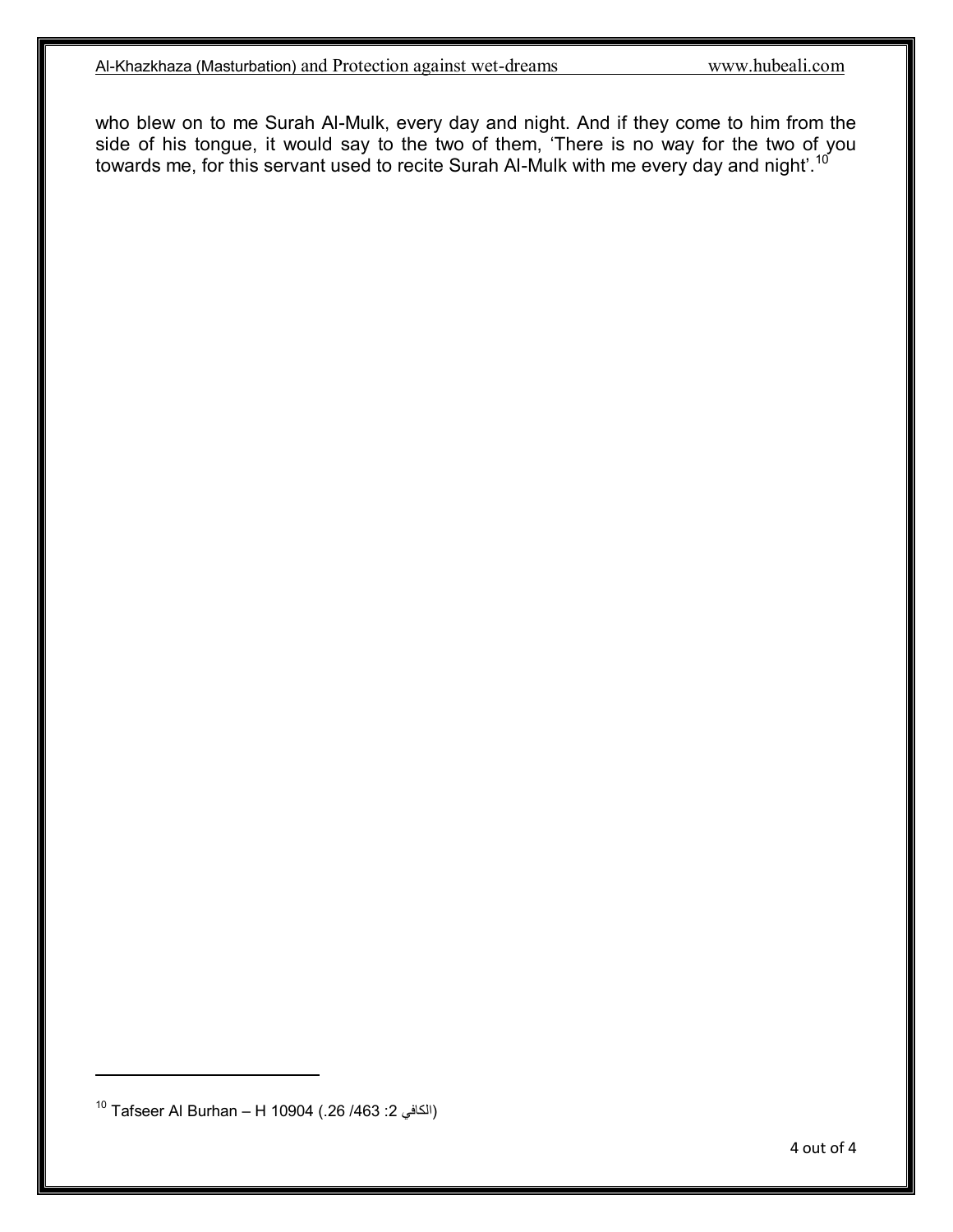who blew on to me Surah Al-Mulk, every day and night. And if they come to him from the side of his tongue, it would say to the two of them, 'There is no way for the two of you towards me, for this servant used to recite Surah Al-Mulk with me every day and night'.[10]

---

[10] Tafseer Al Burhan – H 10904 (الكافي 2: 463/ 26.)